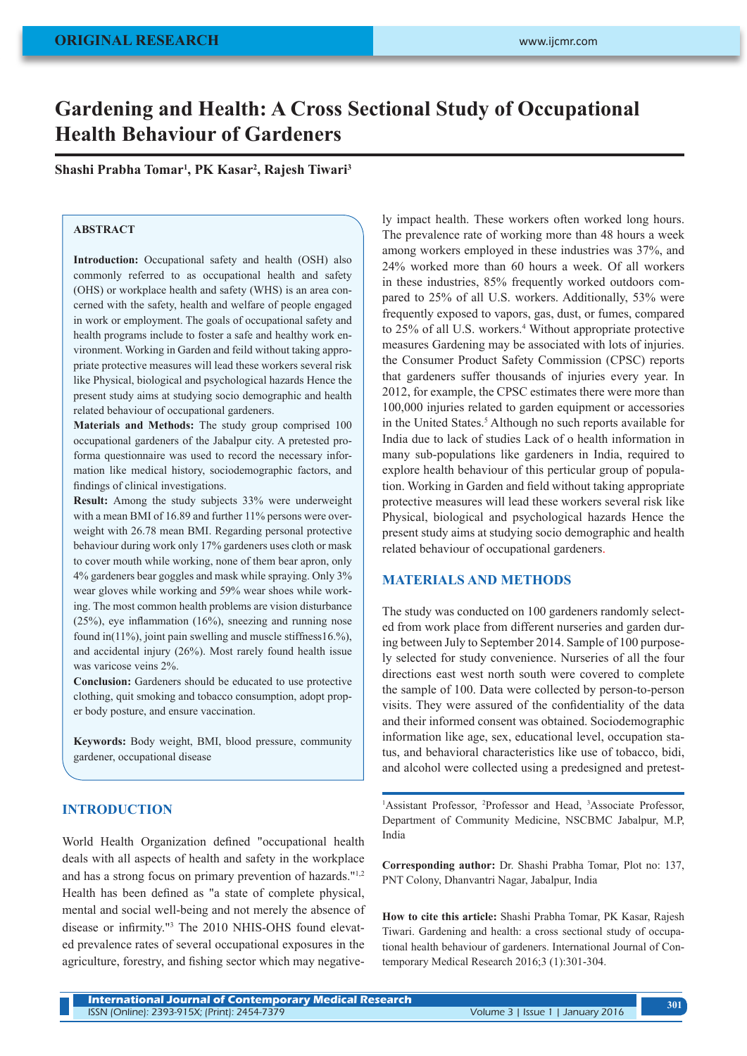ORIGINAL RESEARCH

# Gardening and Health: A Cross Sectional Study of Occupational Health Behaviour of Gardeners

**Shashi Prabha Tomar[1], PK Kasar[2], Rajesh Tiwari[3]**

## ABSTRACT

**Introduction:** Occupational safety and health (OSH) also commonly referred to as occupational health and safety (OHS) or workplace health and safety (WHS) is an area concerned with the safety, health and welfare of people engaged in work or employment. The goals of occupational safety and health programs include to foster a safe and healthy work environment. Working in Garden and feild without taking appropriate protective measures will lead these workers several risk like Physical, biological and psychological hazards Hence the present study aims at studying socio demographic and health related behaviour of occupational gardeners.

**Materials and Methods:** The study group comprised 100 occupational gardeners of the Jabalpur city. A pretested proforma questionnaire was used to record the necessary information like medical history, sociodemographic factors, and findings of clinical investigations.

**Result:** Among the study subjects 33% were underweight with a mean BMI of 16.89 and further 11% persons were overweight with 26.78 mean BMI. Regarding personal protective behaviour during work only 17% gardeners uses cloth or mask to cover mouth while working, none of them bear apron, only 4% gardeners bear goggles and mask while spraying. Only 3% wear gloves while working and 59% wear shoes while working. The most common health problems are vision disturbance (25%), eye inflammation (16%), sneezing and running nose found in(11%), joint pain swelling and muscle stiffness16.%), and accidental injury (26%). Most rarely found health issue was varicose veins 2%.

**Conclusion:** Gardeners should be educated to use protective clothing, quit smoking and tobacco consumption, adopt proper body posture, and ensure vaccination.

**Keywords:** Body weight, BMI, blood pressure, community gardener, occupational disease

## INTRODUCTION

World Health Organization defined "occupational health deals with all aspects of health and safety in the workplace and has a strong focus on primary prevention of hazards."[1,2] Health has been defined as "a state of complete physical, mental and social well-being and not merely the absence of disease or infirmity."[3] The 2010 NHIS-OHS found elevated prevalence rates of several occupational exposures in the agriculture, forestry, and fishing sector which may negatively impact health. These workers often worked long hours. The prevalence rate of working more than 48 hours a week among workers employed in these industries was 37%, and 24% worked more than 60 hours a week. Of all workers in these industries, 85% frequently worked outdoors compared to 25% of all U.S. workers. Additionally, 53% were frequently exposed to vapors, gas, dust, or fumes, compared to 25% of all U.S. workers.[4] Without appropriate protective measures Gardening may be associated with lots of injuries. the Consumer Product Safety Commission (CPSC) reports that gardeners suffer thousands of injuries every year. In 2012, for example, the CPSC estimates there were more than 100,000 injuries related to garden equipment or accessories in the United States.[5] Although no such reports available for India due to lack of studies Lack of o health information in many sub-populations like gardeners in India, required to explore health behaviour of this perticular group of population. Working in Garden and field without taking appropriate protective measures will lead these workers several risk like Physical, biological and psychological hazards Hence the present study aims at studying socio demographic and health related behaviour of occupational gardeners.

## MATERIALS AND METHODS

The study was conducted on 100 gardeners randomly selected from work place from different nurseries and garden during between July to September 2014. Sample of 100 purposely selected for study convenience. Nurseries of all the four directions east west north south were covered to complete the sample of 100. Data were collected by person-to-person visits. They were assured of the confidentiality of the data and their informed consent was obtained. Sociodemographic information like age, sex, educational level, occupation status, and behavioral characteristics like use of tobacco, bidi, and alcohol were collected using a predesigned and pretest-

[1]Assistant Professor, [2]Professor and Head, [3]Associate Professor, Department of Community Medicine, NSCBMC Jabalpur, M.P, India

**Corresponding author:** Dr. Shashi Prabha Tomar, Plot no: 137, PNT Colony, Dhanvantri Nagar, Jabalpur, India

**How to cite this article:** Shashi Prabha Tomar, PK Kasar, Rajesh Tiwari. Gardening and health: a cross sectional study of occupational health behaviour of gardeners. International Journal of Contemporary Medical Research 2016;3 (1):301-304.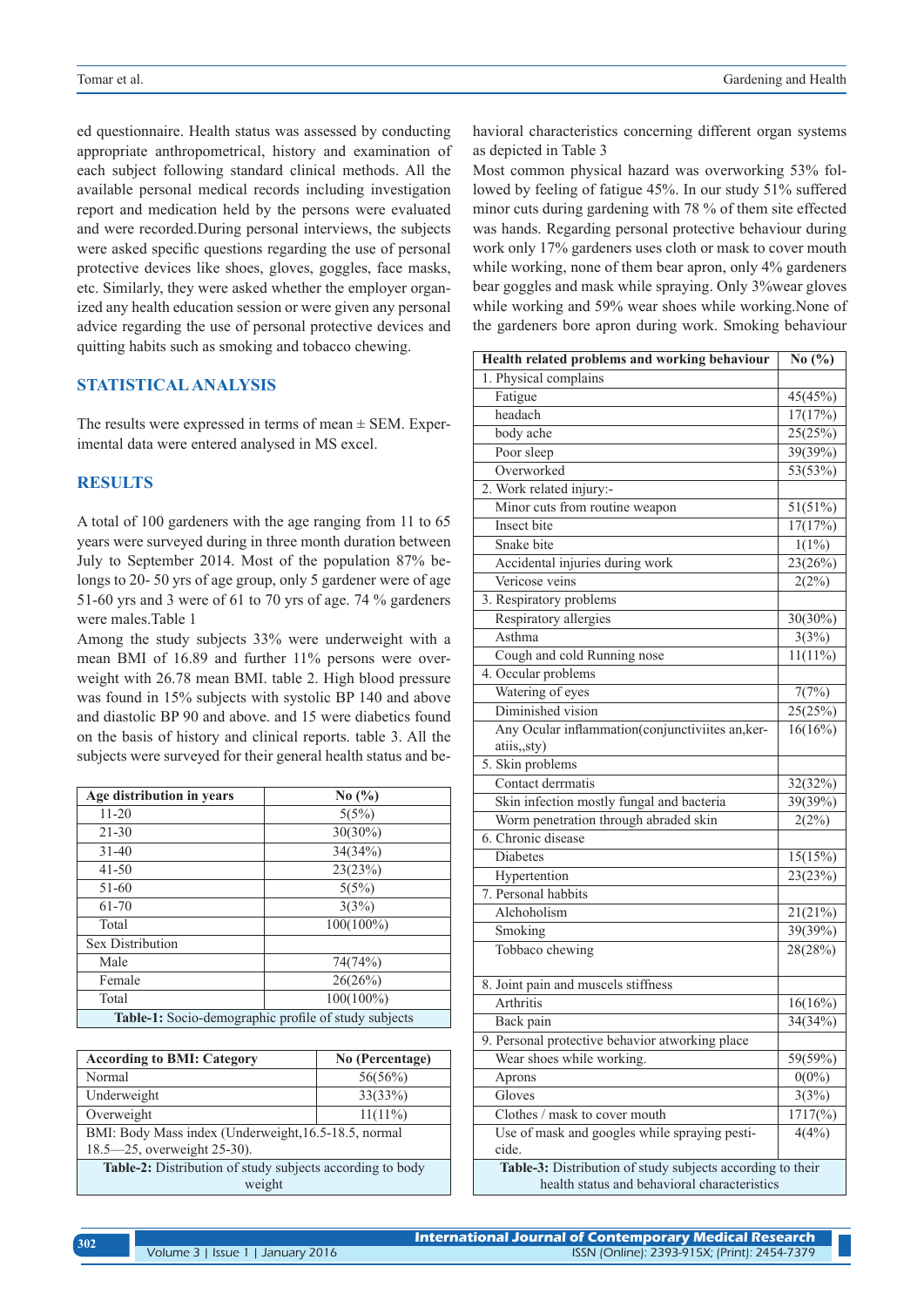ed questionnaire. Health status was assessed by conducting appropriate anthropometrical, history and examination of each subject following standard clinical methods. All the available personal medical records including investigation report and medication held by the persons were evaluated and were recorded.During personal interviews, the subjects were asked specific questions regarding the use of personal protective devices like shoes, gloves, goggles, face masks, etc. Similarly, they were asked whether the employer organized any health education session or were given any personal advice regarding the use of personal protective devices and quitting habits such as smoking and tobacco chewing.

## STATISTICAL ANALYSIS

The results were expressed in terms of mean ± SEM. Experimental data were entered analysed in MS excel.

## RESULTS

A total of 100 gardeners with the age ranging from 11 to 65 years were surveyed during in three month duration between July to September 2014. Most of the population 87% belongs to 20- 50 yrs of age group, only 5 gardener were of age 51-60 yrs and 3 were of 61 to 70 yrs of age. 74 % gardeners were males.Table 1

Among the study subjects 33% were underweight with a mean BMI of 16.89 and further 11% persons were overweight with 26.78 mean BMI. table 2. High blood pressure was found in 15% subjects with systolic BP 140 and above and diastolic BP 90 and above. and 15 were diabetics found on the basis of history and clinical reports. table 3. All the subjects were surveyed for their general health status and behavioral characteristics concerning different organ systems as depicted in Table 3

Most common physical hazard was overworking 53% followed by feeling of fatigue 45%. In our study 51% suffered minor cuts during gardening with 78 % of them site effected was hands. Regarding personal protective behaviour during work only 17% gardeners uses cloth or mask to cover mouth while working, none of them bear apron, only 4% gardeners bear goggles and mask while spraying. Only 3%wear gloves while working and 59% wear shoes while working.None of the gardeners bore apron during work. Smoking behaviour

| Age distribution in years | No (%) |
|---|---|
| 11-20 | 5(5%) |
| 21-30 | 30(30%) |
| 31-40 | 34(34%) |
| 41-50 | 23(23%) |
| 51-60 | 5(5%) |
| 61-70 | 3(3%) |
| Total | 100(100%) |
| Sex Distribution | |
| Male | 74(74%) |
| Female | 26(26%) |
| Total | 100(100%) |

**Table-1:** Socio-demographic profile of study subjects

| According to BMI: Category | No (Percentage) |
|---|---|
| Normal | 56(56%) |
| Underweight | 33(33%) |
| Overweight | 11(11%) |
| BMI: Body Mass index (Underweight,16.5-18.5, normal 18.5—25, overweight 25-30). | |

**Table-2:** Distribution of study subjects according to body weight

| Health related problems and working behaviour | No (%) |
|---|---|
| 1. Physical complains | |
| Fatigue | 45(45%) |
| headach | 17(17%) |
| body ache | 25(25%) |
| Poor sleep | 39(39%) |
| Overworked | 53(53%) |
| 2. Work related injury:- | |
| Minor cuts from routine weapon | 51(51%) |
| Insect bite | 17(17%) |
| Snake bite | 1(1%) |
| Accidental injuries during work | 23(26%) |
| Vericose veins | 2(2%) |
| 3. Respiratory problems | |
| Respiratory allergies | 30(30%) |
| Asthma | 3(3%) |
| Cough and cold Running nose | 11(11%) |
| 4. Occular problems | |
| Watering of eyes | 7(7%) |
| Diminished vision | 25(25%) |
| Any Ocular inflammation(conjunctiviites an,keratiis,,sty) | 16(16%) |
| 5. Skin problems | |
| Contact derrmatis | 32(32%) |
| Skin infection mostly fungal and bacteria | 39(39%) |
| Worm penetration through abraded skin | 2(2%) |
| 6. Chronic disease | |
| Diabetes | 15(15%) |
| Hypertention | 23(23%) |
| 7. Personal habbits | |
| Alchoholism | 21(21%) |
| Smoking | 39(39%) |
| Tobbaco chewing | 28(28%) |
| 8. Joint pain and muscels stiffness | |
| Arthritis | 16(16%) |
| Back pain | 34(34%) |
| 9. Personal protective behavior atworking place | |
| Wear shoes while working. | 59(59%) |
| Aprons | 0(0%) |
| Gloves | 3(3%) |
| Clothes / mask to cover mouth | 1717(%) |
| Use of mask and googles while spraying pesticide. | 4(4%) |

**Table-3:** Distribution of study subjects according to their health status and behavioral characteristics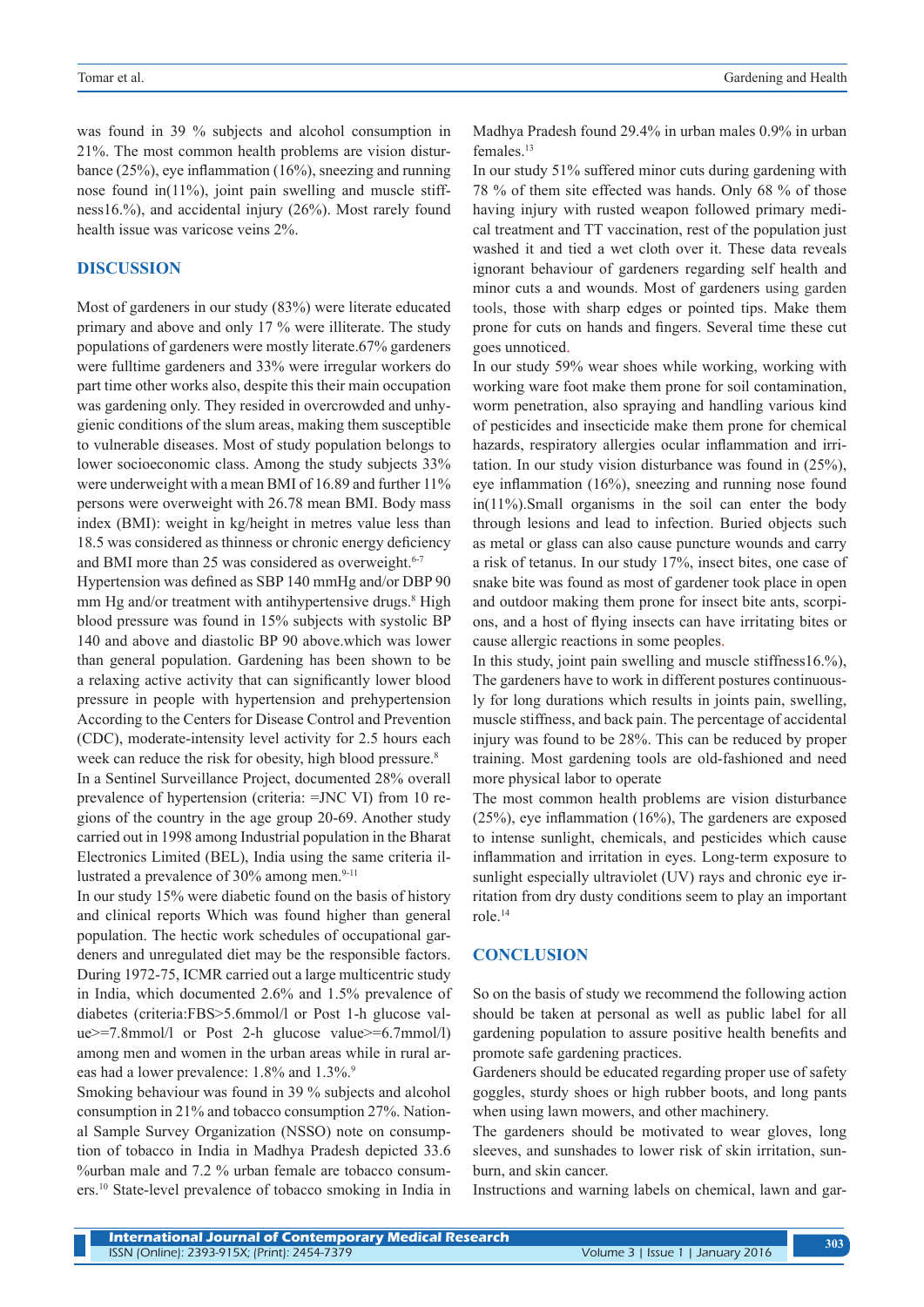was found in 39 % subjects and alcohol consumption in 21%. The most common health problems are vision disturbance (25%), eye inflammation (16%), sneezing and running nose found in(11%), joint pain swelling and muscle stiffness16.%), and accidental injury (26%). Most rarely found health issue was varicose veins 2%.

## DISCUSSION

Most of gardeners in our study (83%) were literate educated primary and above and only 17 % were illiterate. The study populations of gardeners were mostly literate.67% gardeners were fulltime gardeners and 33% were irregular workers do part time other works also, despite this their main occupation was gardening only. They resided in overcrowded and unhygienic conditions of the slum areas, making them susceptible to vulnerable diseases. Most of study population belongs to lower socioeconomic class. Among the study subjects 33% were underweight with a mean BMI of 16.89 and further 11% persons were overweight with 26.78 mean BMI. Body mass index (BMI): weight in kg/height in metres value less than 18.5 was considered as thinness or chronic energy deficiency and BMI more than 25 was considered as overweight.[6-7]

Hypertension was defined as SBP 140 mmHg and/or DBP 90 mm Hg and/or treatment with antihypertensive drugs.[8] High blood pressure was found in 15% subjects with systolic BP 140 and above and diastolic BP 90 above.which was lower than general population. Gardening has been shown to be a relaxing active activity that can significantly lower blood pressure in people with hypertension and prehypertension According to the Centers for Disease Control and Prevention (CDC), moderate-intensity level activity for 2.5 hours each week can reduce the risk for obesity, high blood pressure.[8]

In a Sentinel Surveillance Project, documented 28% overall prevalence of hypertension (criteria: =JNC VI) from 10 regions of the country in the age group 20-69. Another study carried out in 1998 among Industrial population in the Bharat Electronics Limited (BEL), India using the same criteria illustrated a prevalence of 30% among men.[9-11]

In our study 15% were diabetic found on the basis of history and clinical reports Which was found higher than general population. The hectic work schedules of occupational gardeners and unregulated diet may be the responsible factors. During 1972-75, ICMR carried out a large multicentric study in India, which documented 2.6% and 1.5% prevalence of diabetes (criteria:FBS>5.6mmol/l or Post 1-h glucose value>=7.8mmol/l or Post 2-h glucose value>=6.7mmol/l) among men and women in the urban areas while in rural areas had a lower prevalence: 1.8% and 1.3%.[9]

Smoking behaviour was found in 39 % subjects and alcohol consumption in 21% and tobacco consumption 27%. National Sample Survey Organization (NSSO) note on consumption of tobacco in India in Madhya Pradesh depicted 33.6 %urban male and 7.2 % urban female are tobacco consumers.[10] State-level prevalence of tobacco smoking in India in Madhya Pradesh found 29.4% in urban males 0.9% in urban females.[13]

In our study 51% suffered minor cuts during gardening with 78 % of them site effected was hands. Only 68 % of those having injury with rusted weapon followed primary medical treatment and TT vaccination, rest of the population just washed it and tied a wet cloth over it. These data reveals ignorant behaviour of gardeners regarding self health and minor cuts a and wounds. Most of gardeners using garden tools, those with sharp edges or pointed tips. Make them prone for cuts on hands and fingers. Several time these cut goes unnoticed.

In our study 59% wear shoes while working, working with working ware foot make them prone for soil contamination, worm penetration, also spraying and handling various kind of pesticides and insecticide make them prone for chemical hazards, respiratory allergies ocular inflammation and irritation. In our study vision disturbance was found in (25%), eye inflammation (16%), sneezing and running nose found in(11%).Small organisms in the soil can enter the body through lesions and lead to infection. Buried objects such as metal or glass can also cause puncture wounds and carry a risk of tetanus. In our study 17%, insect bites, one case of snake bite was found as most of gardener took place in open and outdoor making them prone for insect bite ants, scorpions, and a host of flying insects can have irritating bites or cause allergic reactions in some peoples.

In this study, joint pain swelling and muscle stiffness16.%), The gardeners have to work in different postures continuously for long durations which results in joints pain, swelling, muscle stiffness, and back pain. The percentage of accidental injury was found to be 28%. This can be reduced by proper training. Most gardening tools are old-fashioned and need more physical labor to operate

The most common health problems are vision disturbance (25%), eye inflammation (16%), The gardeners are exposed to intense sunlight, chemicals, and pesticides which cause inflammation and irritation in eyes. Long-term exposure to sunlight especially ultraviolet (UV) rays and chronic eye irritation from dry dusty conditions seem to play an important role.[14]

## CONCLUSION

So on the basis of study we recommend the following action should be taken at personal as well as public label for all gardening population to assure positive health benefits and promote safe gardening practices.

Gardeners should be educated regarding proper use of safety goggles, sturdy shoes or high rubber boots, and long pants when using lawn mowers, and other machinery.

The gardeners should be motivated to wear gloves, long sleeves, and sunshades to lower risk of skin irritation, sunburn, and skin cancer.

Instructions and warning labels on chemical, lawn and gar-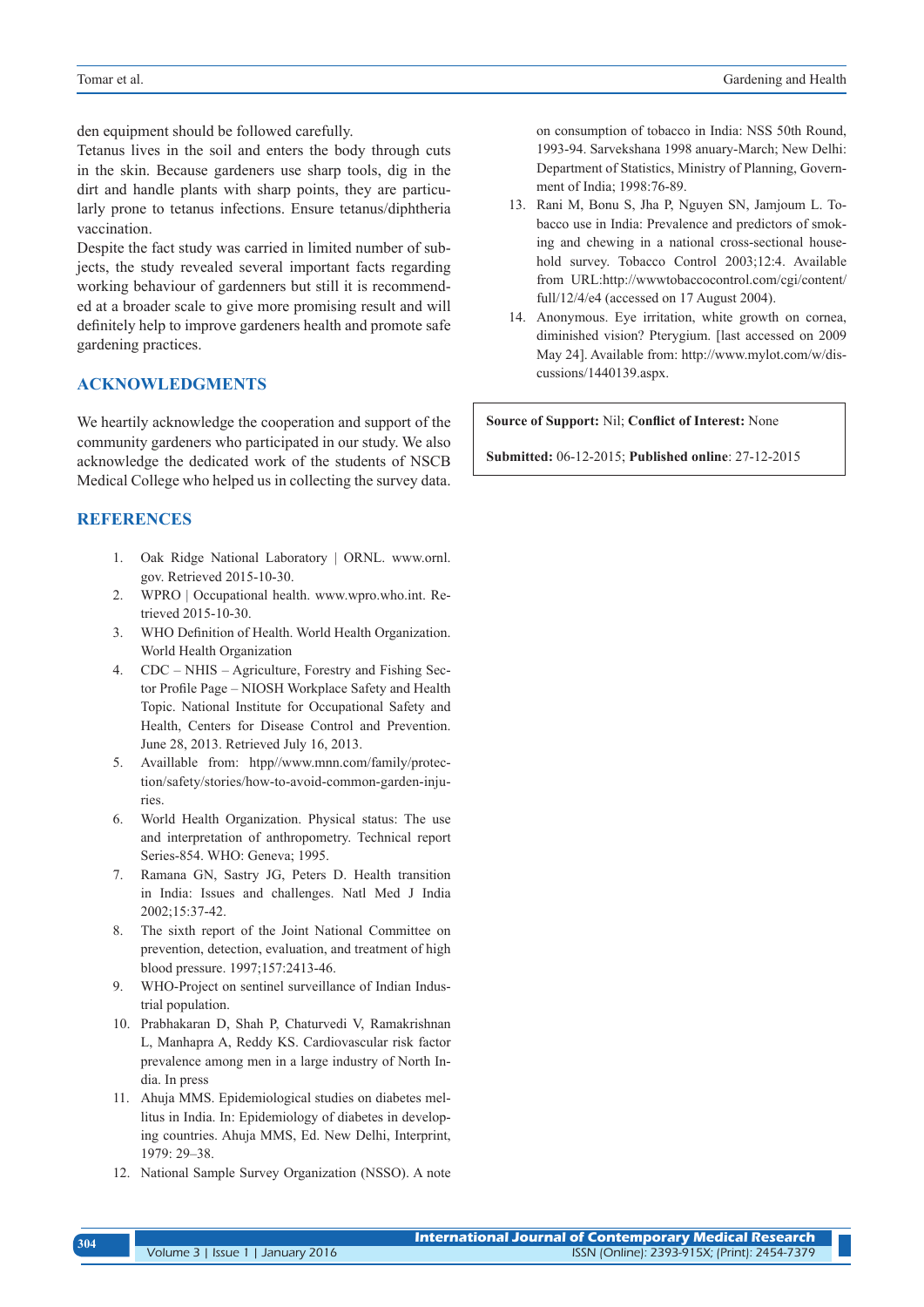den equipment should be followed carefully.

Tetanus lives in the soil and enters the body through cuts in the skin. Because gardeners use sharp tools, dig in the dirt and handle plants with sharp points, they are particularly prone to tetanus infections. Ensure tetanus/diphtheria vaccination.

Despite the fact study was carried in limited number of subjects, the study revealed several important facts regarding working behaviour of gardenners but still it is recommended at a broader scale to give more promising result and will definitely help to improve gardeners health and promote safe gardening practices.

## ACKNOWLEDGMENTS

We heartily acknowledge the cooperation and support of the community gardeners who participated in our study. We also acknowledge the dedicated work of the students of NSCB Medical College who helped us in collecting the survey data.

## REFERENCES

1. Oak Ridge National Laboratory | ORNL. www.ornl.gov. Retrieved 2015-10-30.
2. WPRO | Occupational health. www.wpro.who.int. Retrieved 2015-10-30.
3. WHO Definition of Health. World Health Organization. World Health Organization
4. CDC – NHIS – Agriculture, Forestry and Fishing Sector Profile Page – NIOSH Workplace Safety and Health Topic. National Institute for Occupational Safety and Health, Centers for Disease Control and Prevention. June 28, 2013. Retrieved July 16, 2013.
5. Availlable from: htpp//www.mnn.com/family/protection/safety/stories/how-to-avoid-common-garden-injuries.
6. World Health Organization. Physical status: The use and interpretation of anthropometry. Technical report Series-854. WHO: Geneva; 1995.
7. Ramana GN, Sastry JG, Peters D. Health transition in India: Issues and challenges. Natl Med J India 2002;15:37-42.
8. The sixth report of the Joint National Committee on prevention, detection, evaluation, and treatment of high blood pressure. 1997;157:2413-46.
9. WHO-Project on sentinel surveillance of Indian Industrial population.
10. Prabhakaran D, Shah P, Chaturvedi V, Ramakrishnan L, Manhapra A, Reddy KS. Cardiovascular risk factor prevalence among men in a large industry of North India. In press
11. Ahuja MMS. Epidemiological studies on diabetes mellitus in India. In: Epidemiology of diabetes in developing countries. Ahuja MMS, Ed. New Delhi, Interprint, 1979: 29–38.
12. National Sample Survey Organization (NSSO). A note on consumption of tobacco in India: NSS 50th Round, 1993-94. Sarvekshana 1998 anuary-March; New Delhi: Department of Statistics, Ministry of Planning, Government of India; 1998:76-89.
13. Rani M, Bonu S, Jha P, Nguyen SN, Jamjoum L. Tobacco use in India: Prevalence and predictors of smoking and chewing in a national cross-sectional household survey. Tobacco Control 2003;12:4. Available from URL:http://wwwtobaccocontrol.com/cgi/content/full/12/4/e4 (accessed on 17 August 2004).
14. Anonymous. Eye irritation, white growth on cornea, diminished vision? Pterygium. [last accessed on 2009 May 24]. Available from: http://www.mylot.com/w/discussions/1440139.aspx.

**Source of Support:** Nil; **Conflict of Interest:** None

**Submitted:** 06-12-2015; **Published online**: 27-12-2015